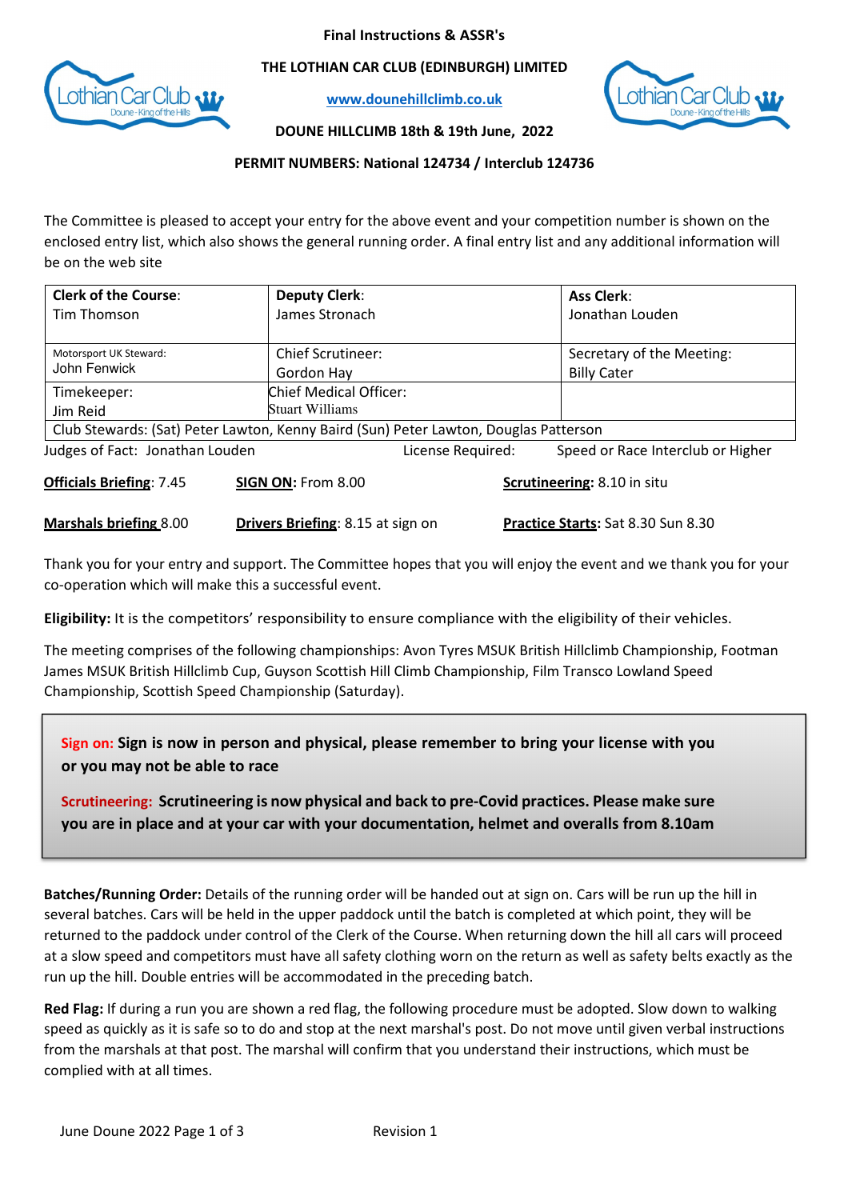**Final Instructions & ASSR's**

**THE LOTHIAN CAR CLUB (EDINBURGH) LIMITED**

**www.dounehillclimb.co.uk**

**DOUNE HILLCLIMB 18th & 19th June, 2022**

**PERMIT NUMBERS: National 124734 / Interclub 124736**

The Committee is pleased to accept your entry for the above event and your competition number is shown on the enclosed entry list, which also shows the general running order. A final entry list and any additional information will be on the web site

| **Clerk of the Course**: Tim Thomson | **Deputy Clerk**: James Stronach | **Ass Clerk**: Jonathan Louden |
|---|---|---|
| Motorsport UK Steward: John Fenwick | Chief Scrutineer: Gordon Hay | Secretary of the Meeting: Billy Cater |
| Timekeeper: Jim Reid | Chief Medical Officer: Stuart Williams | |
| Club Stewards: (Sat) Peter Lawton, Kenny Baird (Sun) Peter Lawton, Douglas Patterson | | |

Judges of Fact: Jonathan Louden — License Required: Speed or Race Interclub or Higher

**Officials Briefing**: 7.45 — **SIGN ON:** From 8.00 — **Scrutineering:** 8.10 in situ

**Marshals briefing** 8.00 — **Drivers Briefing**: 8.15 at sign on — **Practice Starts:** Sat 8.30 Sun 8.30

Thank you for your entry and support. The Committee hopes that you will enjoy the event and we thank you for your co-operation which will make this a successful event.

**Eligibility:** It is the competitors' responsibility to ensure compliance with the eligibility of their vehicles.

The meeting comprises of the following championships: Avon Tyres MSUK British Hillclimb Championship, Footman James MSUK British Hillclimb Cup, Guyson Scottish Hill Climb Championship, Film Transco Lowland Speed Championship, Scottish Speed Championship (Saturday).

> **Sign on: Sign is now in person and physical, please remember to bring your license with you or you may not be able to race**
>
> **Scrutineering: Scrutineering is now physical and back to pre-Covid practices. Please make sure you are in place and at your car with your documentation, helmet and overalls from 8.10am**

**Batches/Running Order:** Details of the running order will be handed out at sign on. Cars will be run up the hill in several batches. Cars will be held in the upper paddock until the batch is completed at which point, they will be returned to the paddock under control of the Clerk of the Course. When returning down the hill all cars will proceed at a slow speed and competitors must have all safety clothing worn on the return as well as safety belts exactly as the run up the hill. Double entries will be accommodated in the preceding batch.

**Red Flag:** If during a run you are shown a red flag, the following procedure must be adopted. Slow down to walking speed as quickly as it is safe so to do and stop at the next marshal's post. Do not move until given verbal instructions from the marshals at that post. The marshal will confirm that you understand their instructions, which must be complied with at all times.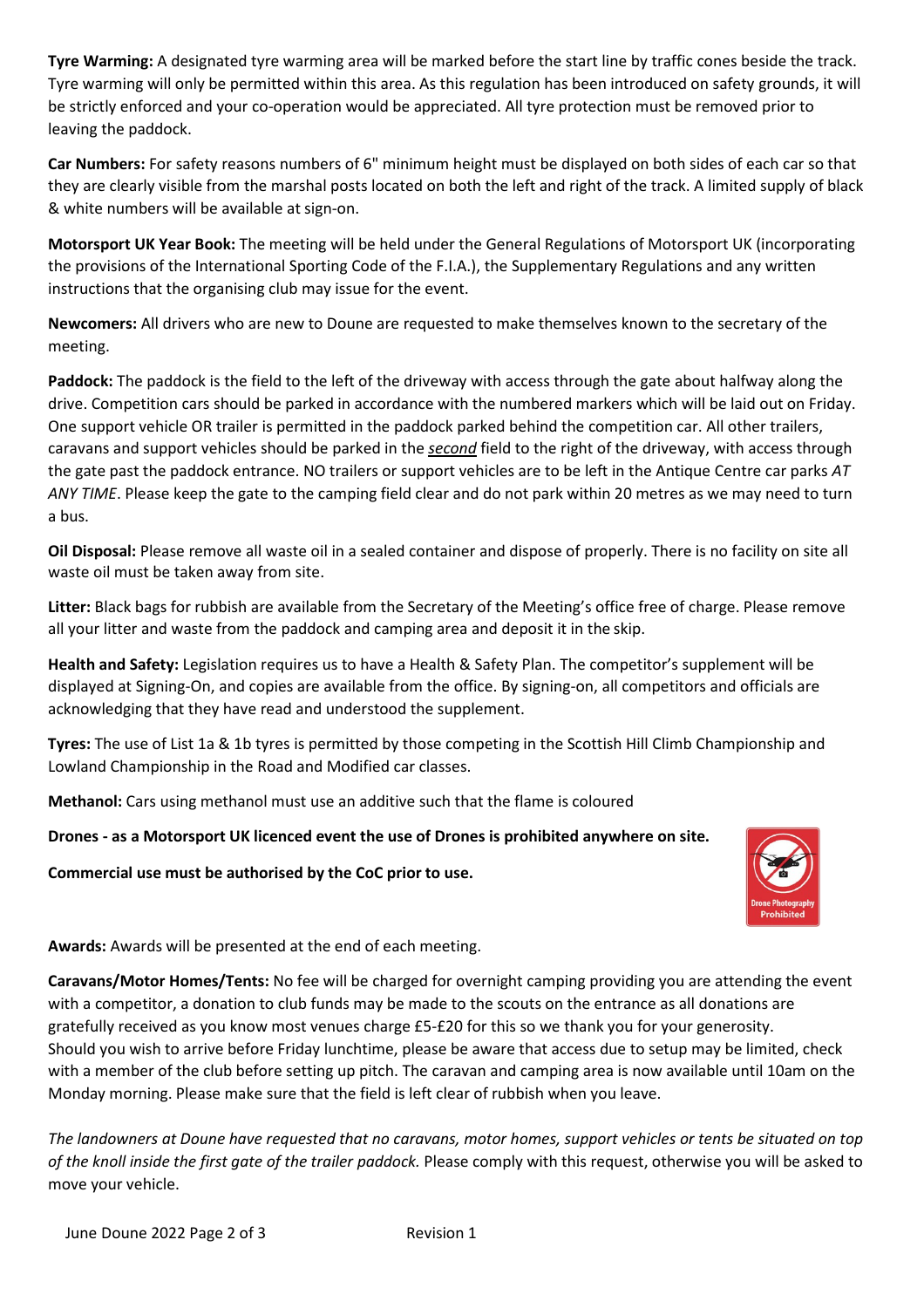**Tyre Warming:** A designated tyre warming area will be marked before the start line by traffic cones beside the track. Tyre warming will only be permitted within this area. As this regulation has been introduced on safety grounds, it will be strictly enforced and your co-operation would be appreciated. All tyre protection must be removed prior to leaving the paddock.

**Car Numbers:** For safety reasons numbers of 6" minimum height must be displayed on both sides of each car so that they are clearly visible from the marshal posts located on both the left and right of the track. A limited supply of black & white numbers will be available at sign-on.

**Motorsport UK Year Book:** The meeting will be held under the General Regulations of Motorsport UK (incorporating the provisions of the International Sporting Code of the F.I.A.), the Supplementary Regulations and any written instructions that the organising club may issue for the event.

**Newcomers:** All drivers who are new to Doune are requested to make themselves known to the secretary of the meeting.

**Paddock:** The paddock is the field to the left of the driveway with access through the gate about halfway along the drive. Competition cars should be parked in accordance with the numbered markers which will be laid out on Friday. One support vehicle OR trailer is permitted in the paddock parked behind the competition car. All other trailers, caravans and support vehicles should be parked in the ***second*** field to the right of the driveway, with access through the gate past the paddock entrance. NO trailers or support vehicles are to be left in the Antique Centre car parks *AT ANY TIME*. Please keep the gate to the camping field clear and do not park within 20 metres as we may need to turn a bus.

**Oil Disposal:** Please remove all waste oil in a sealed container and dispose of properly. There is no facility on site all waste oil must be taken away from site.

**Litter:** Black bags for rubbish are available from the Secretary of the Meeting's office free of charge. Please remove all your litter and waste from the paddock and camping area and deposit it in the skip.

**Health and Safety:** Legislation requires us to have a Health & Safety Plan. The competitor's supplement will be displayed at Signing-On, and copies are available from the office. By signing-on, all competitors and officials are acknowledging that they have read and understood the supplement.

**Tyres:** The use of List 1a & 1b tyres is permitted by those competing in the Scottish Hill Climb Championship and Lowland Championship in the Road and Modified car classes.

**Methanol:** Cars using methanol must use an additive such that the flame is coloured

**Drones - as a Motorsport UK licenced event the use of Drones is prohibited anywhere on site.**

**Commercial use must be authorised by the CoC prior to use.**

Drone Photography Prohibited

**Awards:** Awards will be presented at the end of each meeting.

**Caravans/Motor Homes/Tents:** No fee will be charged for overnight camping providing you are attending the event with a competitor, a donation to club funds may be made to the scouts on the entrance as all donations are gratefully received as you know most venues charge £5-£20 for this so we thank you for your generosity.
Should you wish to arrive before Friday lunchtime, please be aware that access due to setup may be limited, check with a member of the club before setting up pitch. The caravan and camping area is now available until 10am on the Monday morning. Please make sure that the field is left clear of rubbish when you leave.

*The landowners at Doune have requested that no caravans, motor homes, support vehicles or tents be situated on top of the knoll inside the first gate of the trailer paddock.* Please comply with this request, otherwise you will be asked to move your vehicle.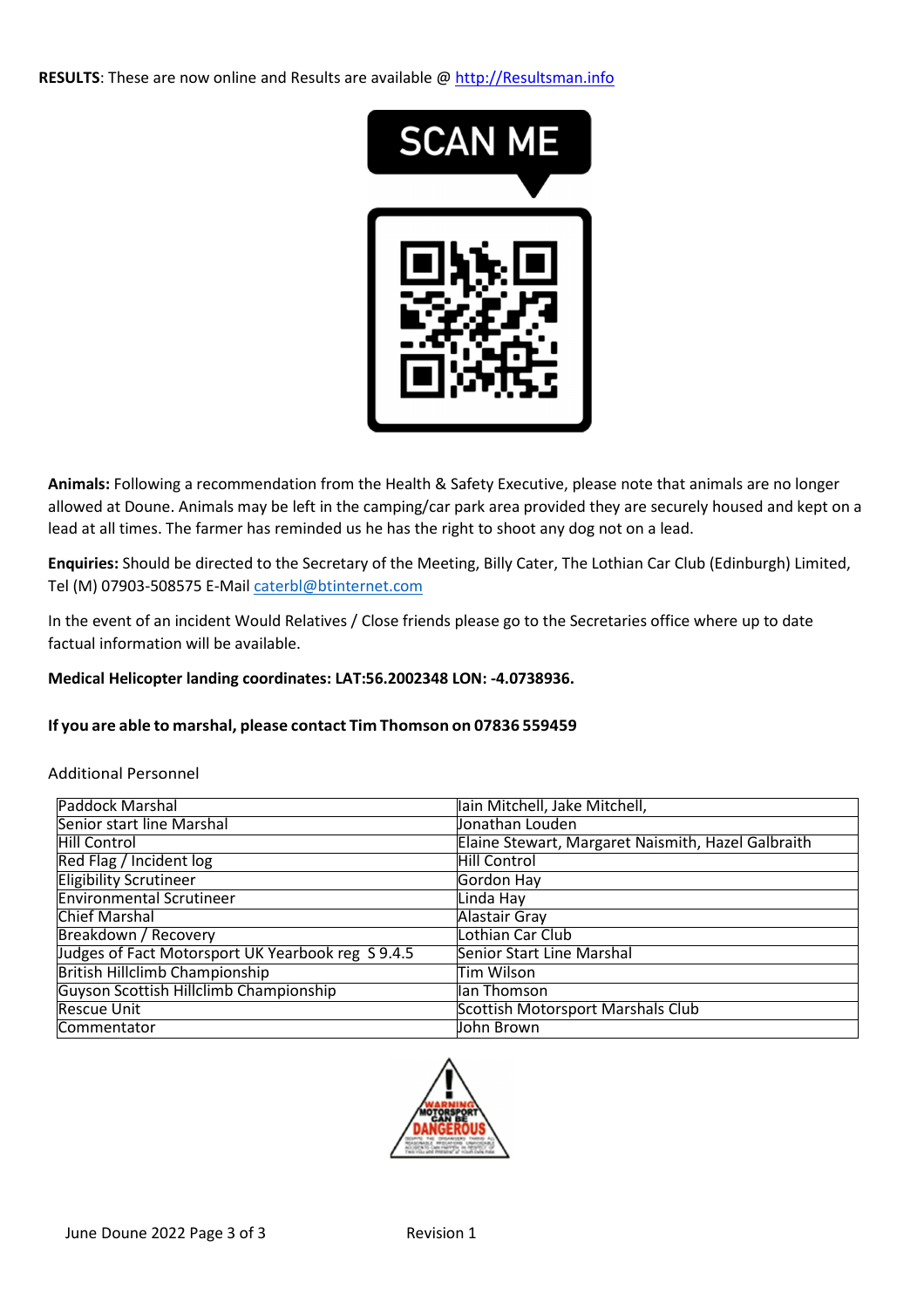**RESULTS**: These are now online and Results are available @ http://Resultsman.info

**Animals:** Following a recommendation from the Health & Safety Executive, please note that animals are no longer allowed at Doune. Animals may be left in the camping/car park area provided they are securely housed and kept on a lead at all times. The farmer has reminded us he has the right to shoot any dog not on a lead.

**Enquiries:** Should be directed to the Secretary of the Meeting, Billy Cater, The Lothian Car Club (Edinburgh) Limited, Tel (M) 07903-508575 E-Mail caterbl@btinternet.com

In the event of an incident Would Relatives / Close friends please go to the Secretaries office where up to date factual information will be available.

**Medical Helicopter landing coordinates: LAT:56.2002348 LON: -4.0738936.**

**If you are able to marshal, please contact Tim Thomson on 07836 559459**

Additional Personnel

| | |
|---|---|
| Paddock Marshal | Iain Mitchell, Jake Mitchell, |
| Senior start line Marshal | Jonathan Louden |
| Hill Control | Elaine Stewart, Margaret Naismith, Hazel Galbraith |
| Red Flag / Incident log | Hill Control |
| Eligibility Scrutineer | Gordon Hay |
| Environmental Scrutineer | Linda Hay |
| Chief Marshal | Alastair Gray |
| Breakdown / Recovery | Lothian Car Club |
| Judges of Fact Motorsport UK Yearbook reg S 9.4.5 | Senior Start Line Marshal |
| British Hillclimb Championship | Tim Wilson |
| Guyson Scottish Hillclimb Championship | Ian Thomson |
| Rescue Unit | Scottish Motorsport Marshals Club |
| Commentator | John Brown |

June Doune 2022 Revision 1